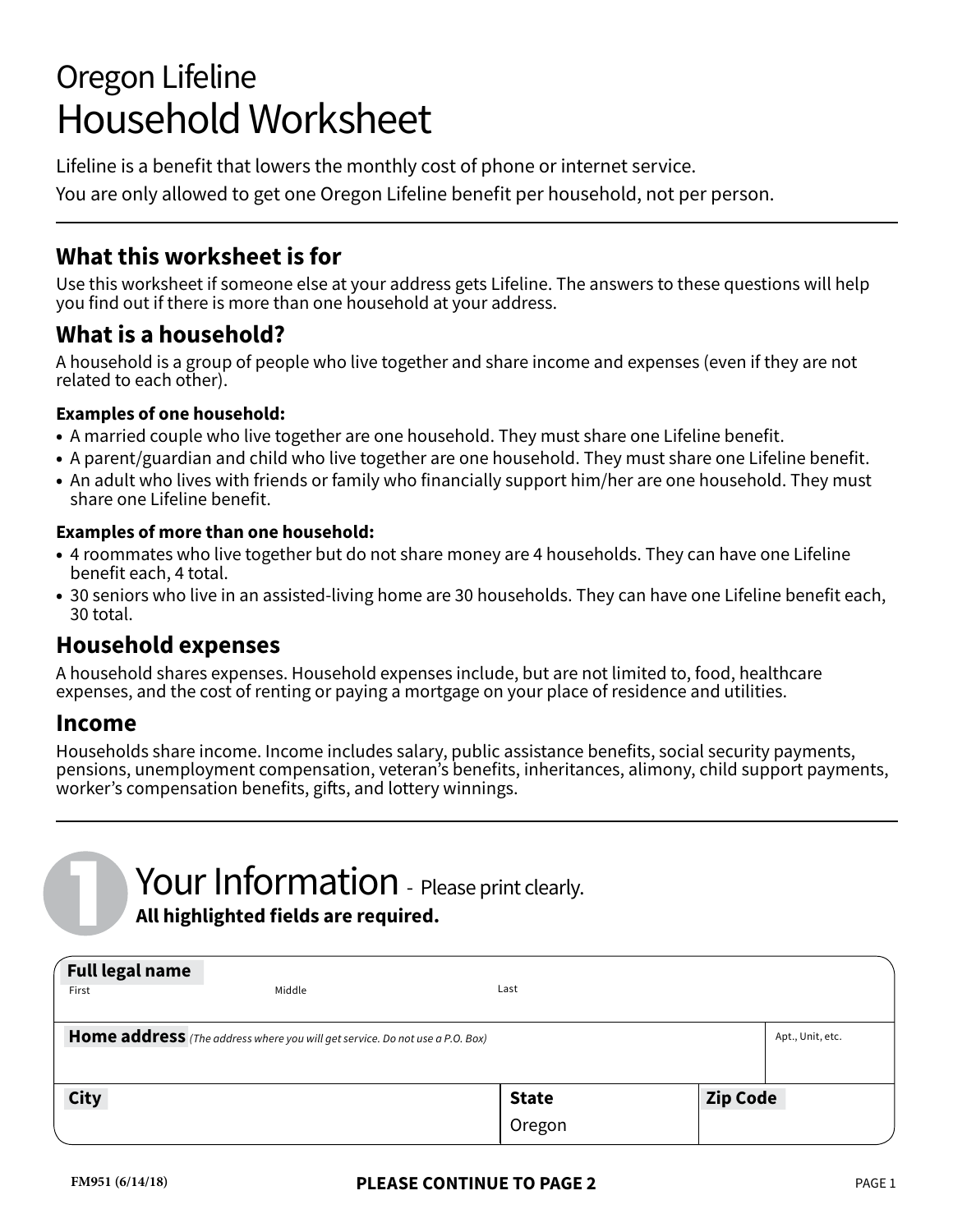# Oregon Lifeline
# Household Worksheet

Lifeline is a benefit that lowers the monthly cost of phone or internet service.

You are only allowed to get one Oregon Lifeline benefit per household, not per person.

---

## What this worksheet is for

Use this worksheet if someone else at your address gets Lifeline. The answers to these questions will help you find out if there is more than one household at your address.

## What is a household?

A household is a group of people who live together and share income and expenses (even if they are not related to each other).

**Examples of one household:**

- A married couple who live together are one household. They must share one Lifeline benefit.
- A parent/guardian and child who live together are one household. They must share one Lifeline benefit.
- An adult who lives with friends or family who financially support him/her are one household. They must share one Lifeline benefit.

**Examples of more than one household:**

- 4 roommates who live together but do not share money are 4 households. They can have one Lifeline benefit each, 4 total.
- 30 seniors who live in an assisted-living home are 30 households. They can have one Lifeline benefit each, 30 total.

## Household expenses

A household shares expenses. Household expenses include, but are not limited to, food, healthcare expenses, and the cost of renting or paying a mortgage on your place of residence and utilities.

## Income

Households share income. Income includes salary, public assistance benefits, social security payments, pensions, unemployment compensation, veteran's benefits, inheritances, alimony, child support payments, worker's compensation benefits, gifts, and lottery winnings.

---

## 1 Your Information - Please print clearly.

**All highlighted fields are required.**

| **Full legal name** First | Middle | Last |
|---|---|---|
| | | |

| **Home address** *(The address where you will get service. Do not use a P.O. Box)* | Apt., Unit, etc. |
|---|---|
| | |

| **City** | **State** | **Zip Code** |
|---|---|---|
| | Oregon | |

FM951 (6/14/18)

**PLEASE CONTINUE TO PAGE 2**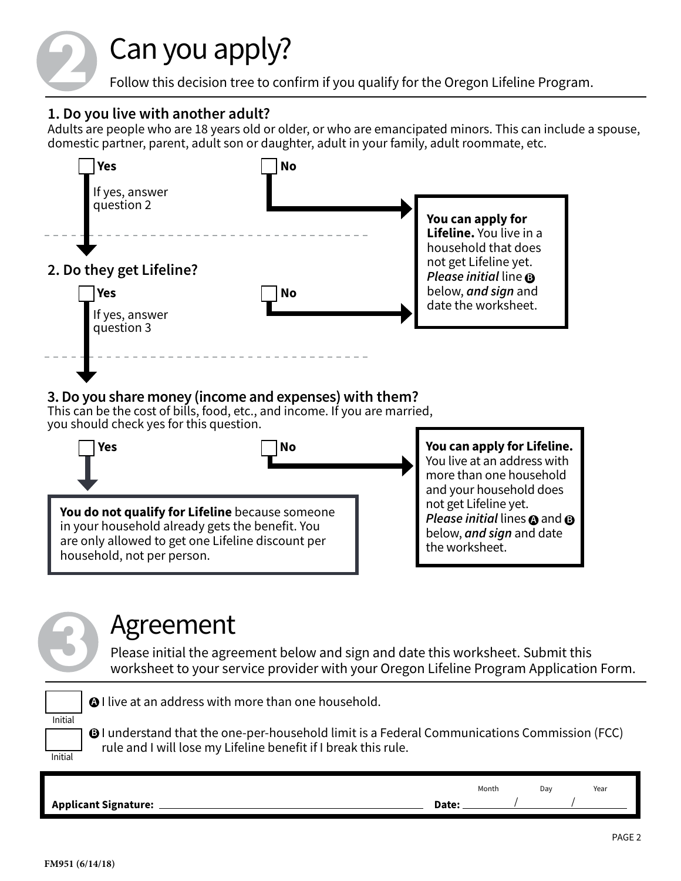# 2 Can you apply?

Follow this decision tree to confirm if you qualify for the Oregon Lifeline Program.

### 1. Do you live with another adult?

Adults are people who are 18 years old or older, or who are emancipated minors. This can include a spouse, domestic partner, parent, adult son or daughter, adult in your family, adult roommate, etc.

☐ **Yes** — If yes, answer question 2

☐ **No**

**You can apply for Lifeline.** You live in a household that does not get Lifeline yet. *Please initial* line B below, ***and sign*** and date the worksheet.

### 2. Do they get Lifeline?

☐ **Yes** — If yes, answer question 3

☐ **No**

### 3. Do you share money (income and expenses) with them?

This can be the cost of bills, food, etc., and income. If you are married, you should check yes for this question.

☐ **Yes**

☐ **No**

**You do not qualify for Lifeline** because someone in your household already gets the benefit. You are only allowed to get one Lifeline discount per household, not per person.

**You can apply for Lifeline.** You live at an address with more than one household and your household does not get Lifeline yet. *Please initial* lines A and B below, ***and sign*** and date the worksheet.

# 3 Agreement

Please initial the agreement below and sign and date this worksheet. Submit this worksheet to your service provider with your Oregon Lifeline Program Application Form.

☐ Initial — A I live at an address with more than one household.

☐ Initial — B I understand that the one-per-household limit is a Federal Communications Commission (FCC) rule and I will lose my Lifeline benefit if I break this rule.

**Applicant Signature:** ______________________ **Date:** ____ / ____ / ____ (Month / Day / Year)

FM951 (6/14/18)